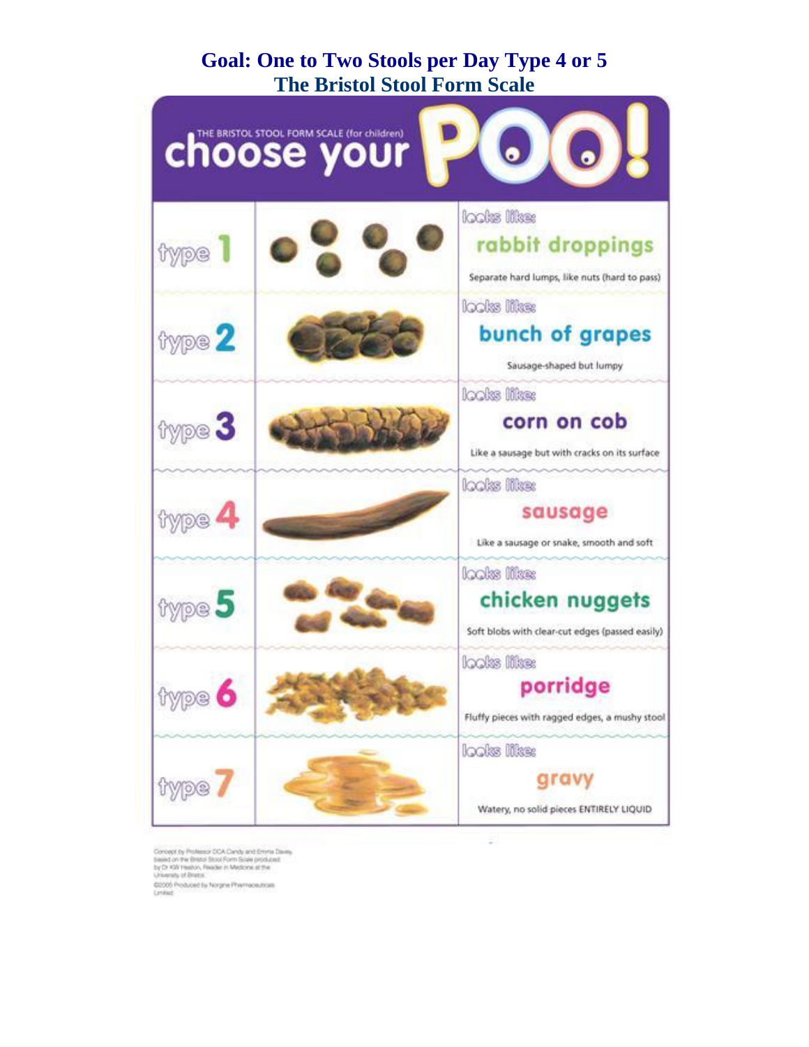# Goal: One to Two Stools per Day Type 4 or 5

## The Bristol Stool Form Scale

THE BRISTOL STOOL FORM SCALE (for children)

**choose your POO!**

| Type | Looks like | Description |
|---|---|---|
| type 1 | rabbit droppings | Separate hard lumps, like nuts (hard to pass) |
| type 2 | bunch of grapes | Sausage-shaped but lumpy |
| type 3 | corn on cob | Like a sausage but with cracks on its surface |
| type 4 | sausage | Like a sausage or snake, smooth and soft |
| type 5 | chicken nuggets | Soft blobs with clear-cut edges (passed easily) |
| type 6 | porridge | Fluffy pieces with ragged edges, a mushy stool |
| type 7 | gravy | Watery, no solid pieces ENTIRELY LIQUID |

Concept by Professor DCA Candy and Emma Davey, based on the Bristol Stool Form Scale produced by Dr KW Heaton, Reader in Medicine at the University of Bristol.
©2005 Produced by Norgine Pharmaceuticals Limited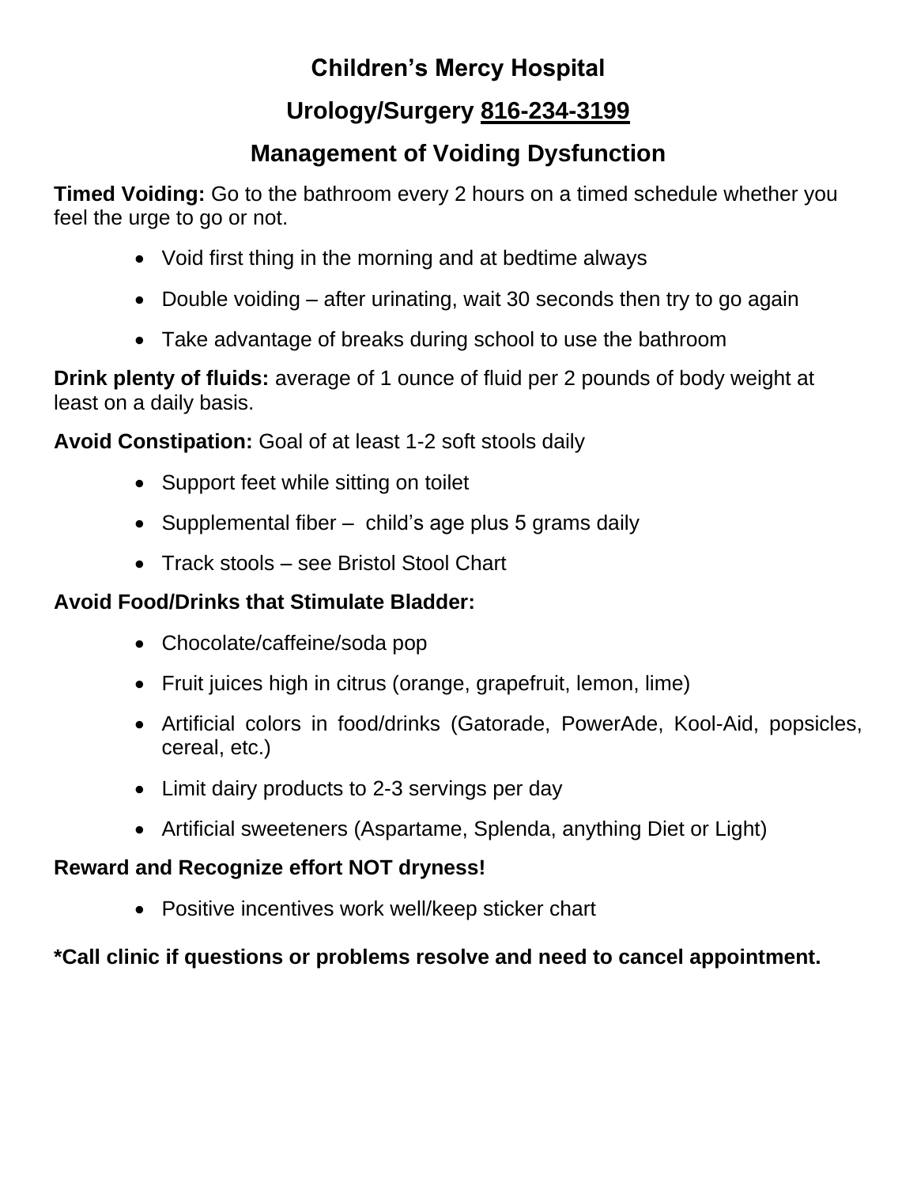# Children's Mercy Hospital

## Urology/Surgery 816-234-3199

## Management of Voiding Dysfunction

**Timed Voiding:** Go to the bathroom every 2 hours on a timed schedule whether you feel the urge to go or not.

- Void first thing in the morning and at bedtime always
- Double voiding – after urinating, wait 30 seconds then try to go again
- Take advantage of breaks during school to use the bathroom

**Drink plenty of fluids:** average of 1 ounce of fluid per 2 pounds of body weight at least on a daily basis.

**Avoid Constipation:** Goal of at least 1-2 soft stools daily

- Support feet while sitting on toilet
- Supplemental fiber – child's age plus 5 grams daily
- Track stools – see Bristol Stool Chart

**Avoid Food/Drinks that Stimulate Bladder:**

- Chocolate/caffeine/soda pop
- Fruit juices high in citrus (orange, grapefruit, lemon, lime)
- Artificial colors in food/drinks (Gatorade, PowerAde, Kool-Aid, popsicles, cereal, etc.)
- Limit dairy products to 2-3 servings per day
- Artificial sweeteners (Aspartame, Splenda, anything Diet or Light)

**Reward and Recognize effort NOT dryness!**

- Positive incentives work well/keep sticker chart

**\*Call clinic if questions or problems resolve and need to cancel appointment.**